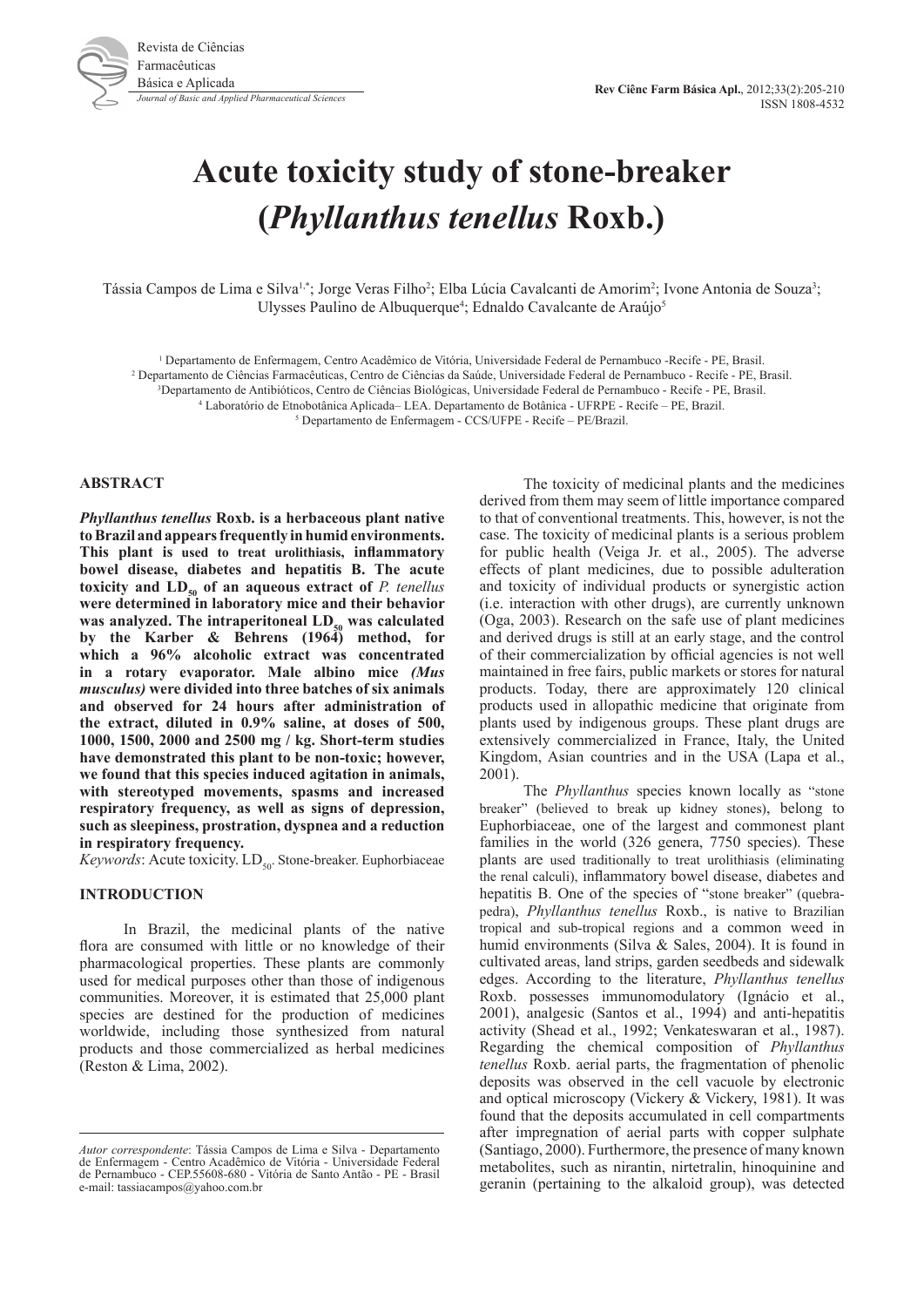# Acute toxicity study of stone-breaker (*Phyllanthus tenellus* Roxb.)

Tássia Campos de Lima e Silva[1,*]; Jorge Veras Filho[2]; Elba Lúcia Cavalcanti de Amorim[2]; Ivone Antonia de Souza[3]; Ulysses Paulino de Albuquerque[4]; Ednaldo Cavalcante de Araújo[5]

[1] Departamento de Enfermagem, Centro Acadêmico de Vitória, Universidade Federal de Pernambuco -Recife - PE, Brasil.
[2] Departamento de Ciências Farmacêuticas, Centro de Ciências da Saúde, Universidade Federal de Pernambuco - Recife - PE, Brasil.
[3] Departamento de Antibióticos, Centro de Ciências Biológicas, Universidade Federal de Pernambuco - Recife - PE, Brasil.
[4] Laboratório de Etnobotânica Aplicada– LEA. Departamento de Botânica - UFRPE - Recife – PE, Brazil.
[5] Departamento de Enfermagem - CCS/UFPE - Recife – PE/Brazil.

## ABSTRACT

***Phyllanthus tenellus*** **Roxb. is a herbaceous plant native to Brazil and appears frequently in humid environments. This plant is used to treat urolithiasis, inflammatory bowel disease, diabetes and hepatitis B. The acute toxicity and $LD_{50}$ of an aqueous extract of *P. tenellus* were determined in laboratory mice and their behavior was analyzed. The intraperitoneal $LD_{50}$ was calculated by the Karber & Behrens (1964) method, for which a 96% alcoholic extract was concentrated in a rotary evaporator. Male albino mice *(Mus musculus)* were divided into three batches of six animals and observed for 24 hours after administration of the extract, diluted in 0.9% saline, at doses of 500, 1000, 1500, 2000 and 2500 mg / kg. Short-term studies have demonstrated this plant to be non-toxic; however, we found that this species induced agitation in animals, with stereotyped movements, spasms and increased respiratory frequency, as well as signs of depression, such as sleepiness, prostration, dyspnea and a reduction in respiratory frequency.**

*Keywords*: Acute toxicity. $LD_{50}$. Stone-breaker. Euphorbiaceae

## INTRODUCTION

In Brazil, the medicinal plants of the native flora are consumed with little or no knowledge of their pharmacological properties. These plants are commonly used for medical purposes other than those of indigenous communities. Moreover, it is estimated that 25,000 plant species are destined for the production of medicines worldwide, including those synthesized from natural products and those commercialized as herbal medicines (Reston & Lima, 2002).

The toxicity of medicinal plants and the medicines derived from them may seem of little importance compared to that of conventional treatments. This, however, is not the case. The toxicity of medicinal plants is a serious problem for public health (Veiga Jr. et al., 2005). The adverse effects of plant medicines, due to possible adulteration and toxicity of individual products or synergistic action (i.e. interaction with other drugs), are currently unknown (Oga, 2003). Research on the safe use of plant medicines and derived drugs is still at an early stage, and the control of their commercialization by official agencies is not well maintained in free fairs, public markets or stores for natural products. Today, there are approximately 120 clinical products used in allopathic medicine that originate from plants used by indigenous groups. These plant drugs are extensively commercialized in France, Italy, the United Kingdom, Asian countries and in the USA (Lapa et al., 2001).

The *Phyllanthus* species known locally as "stone breaker" (believed to break up kidney stones), belong to Euphorbiaceae, one of the largest and commonest plant families in the world (326 genera, 7750 species). These plants are used traditionally to treat urolithiasis (eliminating the renal calculi), inflammatory bowel disease, diabetes and hepatitis B. One of the species of "stone breaker" (quebra-pedra), *Phyllanthus tenellus* Roxb., is native to Brazilian tropical and sub-tropical regions and a common weed in humid environments (Silva & Sales, 2004). It is found in cultivated areas, land strips, garden seedbeds and sidewalk edges. According to the literature, *Phyllanthus tenellus* Roxb. possesses immunomodulatory (Ignácio et al., 2001), analgesic (Santos et al., 1994) and anti-hepatitis activity (Shead et al., 1992; Venkateswaran et al., 1987). Regarding the chemical composition of *Phyllanthus tenellus* Roxb. aerial parts, the fragmentation of phenolic deposits was observed in the cell vacuole by electronic and optical microscopy (Vickery & Vickery, 1981). It was found that the deposits accumulated in cell compartments after impregnation of aerial parts with copper sulphate (Santiago, 2000). Furthermore, the presence of many known metabolites, such as nirantin, nirtetralin, hinoquinine and geranin (pertaining to the alkaloid group), was detected

---

*Autor correspondente*: Tássia Campos de Lima e Silva - Departamento de Enfermagem - Centro Acadêmico de Vitória - Universidade Federal de Pernambuco - CEP.55608-680 - Vitória de Santo Antão - PE - Brasil e-mail: tassiacampos@yahoo.com.br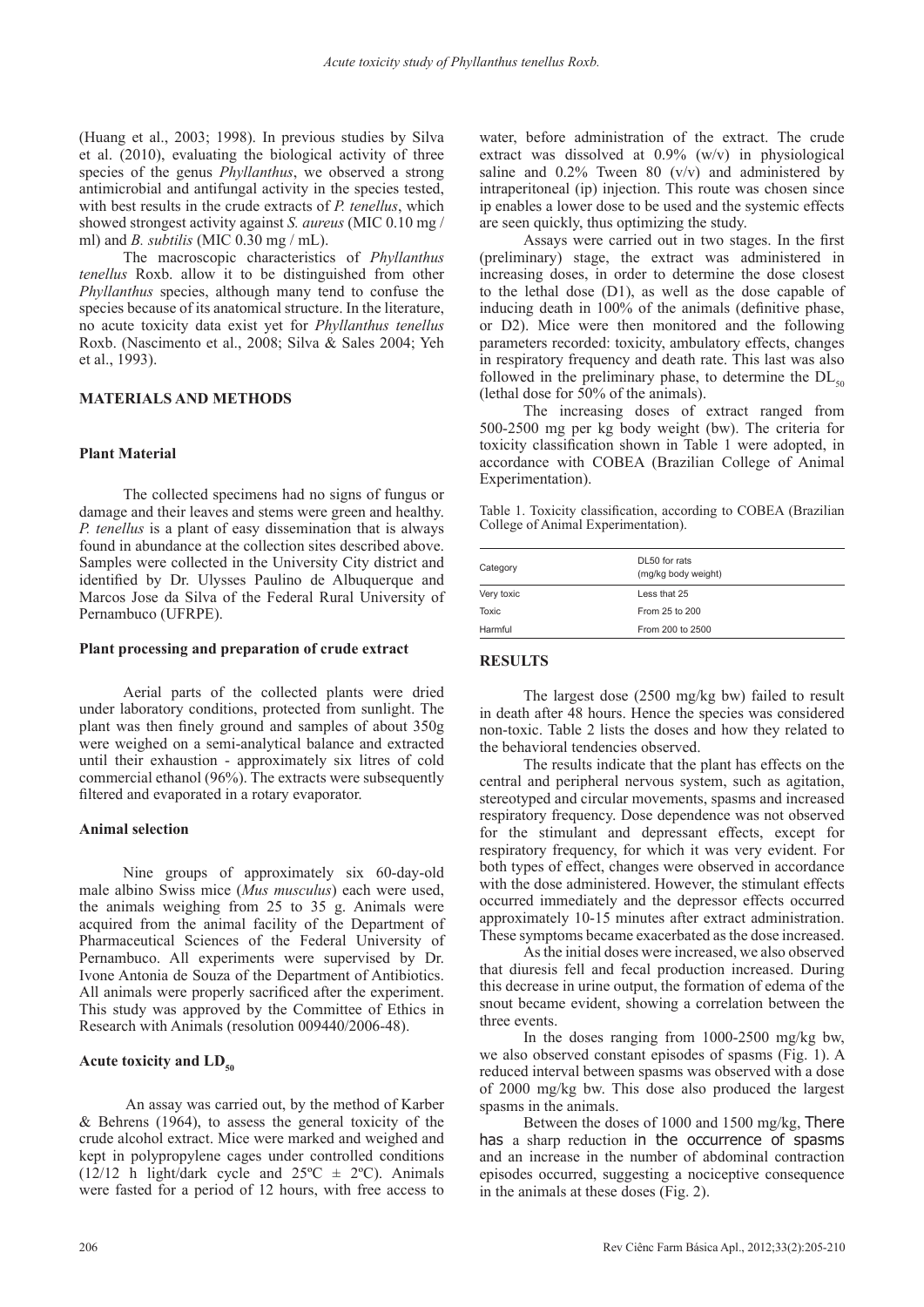(Huang et al., 2003; 1998). In previous studies by Silva et al. (2010), evaluating the biological activity of three species of the genus *Phyllanthus*, we observed a strong antimicrobial and antifungal activity in the species tested, with best results in the crude extracts of *P. tenellus*, which showed strongest activity against *S. aureus* (MIC 0.10 mg / ml) and *B. subtilis* (MIC 0.30 mg / mL).

The macroscopic characteristics of *Phyllanthus tenellus* Roxb. allow it to be distinguished from other *Phyllanthus* species, although many tend to confuse the species because of its anatomical structure. In the literature, no acute toxicity data exist yet for *Phyllanthus tenellus* Roxb. (Nascimento et al., 2008; Silva & Sales 2004; Yeh et al., 1993).

## MATERIALS AND METHODS

### Plant Material

The collected specimens had no signs of fungus or damage and their leaves and stems were green and healthy. *P. tenellus* is a plant of easy dissemination that is always found in abundance at the collection sites described above. Samples were collected in the University City district and identified by Dr. Ulysses Paulino de Albuquerque and Marcos Jose da Silva of the Federal Rural University of Pernambuco (UFRPE).

### Plant processing and preparation of crude extract

Aerial parts of the collected plants were dried under laboratory conditions, protected from sunlight. The plant was then finely ground and samples of about 350g were weighed on a semi-analytical balance and extracted until their exhaustion - approximately six litres of cold commercial ethanol (96%). The extracts were subsequently filtered and evaporated in a rotary evaporator.

### Animal selection

Nine groups of approximately six 60-day-old male albino Swiss mice (*Mus musculus*) each were used, the animals weighing from 25 to 35 g. Animals were acquired from the animal facility of the Department of Pharmaceutical Sciences of the Federal University of Pernambuco. All experiments were supervised by Dr. Ivone Antonia de Souza of the Department of Antibiotics. All animals were properly sacrificed after the experiment. This study was approved by the Committee of Ethics in Research with Animals (resolution 009440/2006-48).

### Acute toxicity and $LD_{50}$

An assay was carried out, by the method of Karber & Behrens (1964), to assess the general toxicity of the crude alcohol extract. Mice were marked and weighed and kept in polypropylene cages under controlled conditions (12/12 h light/dark cycle and 25ºC ± 2ºC). Animals were fasted for a period of 12 hours, with free access to water, before administration of the extract. The crude extract was dissolved at 0.9% (w/v) in physiological saline and 0.2% Tween 80 (v/v) and administered by intraperitoneal (ip) injection. This route was chosen since ip enables a lower dose to be used and the systemic effects are seen quickly, thus optimizing the study.

Assays were carried out in two stages. In the first (preliminary) stage, the extract was administered in increasing doses, in order to determine the dose closest to the lethal dose (D1), as well as the dose capable of inducing death in 100% of the animals (definitive phase, or D2). Mice were then monitored and the following parameters recorded: toxicity, ambulatory effects, changes in respiratory frequency and death rate. This last was also followed in the preliminary phase, to determine the $DL_{50}$ (lethal dose for 50% of the animals).

The increasing doses of extract ranged from 500-2500 mg per kg body weight (bw). The criteria for toxicity classification shown in Table 1 were adopted, in accordance with COBEA (Brazilian College of Animal Experimentation).

Table 1. Toxicity classification, according to COBEA (Brazilian College of Animal Experimentation).

| Category | DL50 for rats (mg/kg body weight) |
|---|---|
| Very toxic | Less that 25 |
| Toxic | From 25 to 200 |
| Harmful | From 200 to 2500 |

## RESULTS

The largest dose (2500 mg/kg bw) failed to result in death after 48 hours. Hence the species was considered non-toxic. Table 2 lists the doses and how they related to the behavioral tendencies observed.

The results indicate that the plant has effects on the central and peripheral nervous system, such as agitation, stereotyped and circular movements, spasms and increased respiratory frequency. Dose dependence was not observed for the stimulant and depressant effects, except for respiratory frequency, for which it was very evident. For both types of effect, changes were observed in accordance with the dose administered. However, the stimulant effects occurred immediately and the depressor effects occurred approximately 10-15 minutes after extract administration. These symptoms became exacerbated as the dose increased.

As the initial doses were increased, we also observed that diuresis fell and fecal production increased. During this decrease in urine output, the formation of edema of the snout became evident, showing a correlation between the three events.

In the doses ranging from 1000-2500 mg/kg bw, we also observed constant episodes of spasms (Fig. 1). A reduced interval between spasms was observed with a dose of 2000 mg/kg bw. This dose also produced the largest spasms in the animals.

Between the doses of 1000 and 1500 mg/kg, There has a sharp reduction in the occurrence of spasms and an increase in the number of abdominal contraction episodes occurred, suggesting a nociceptive consequence in the animals at these doses (Fig. 2).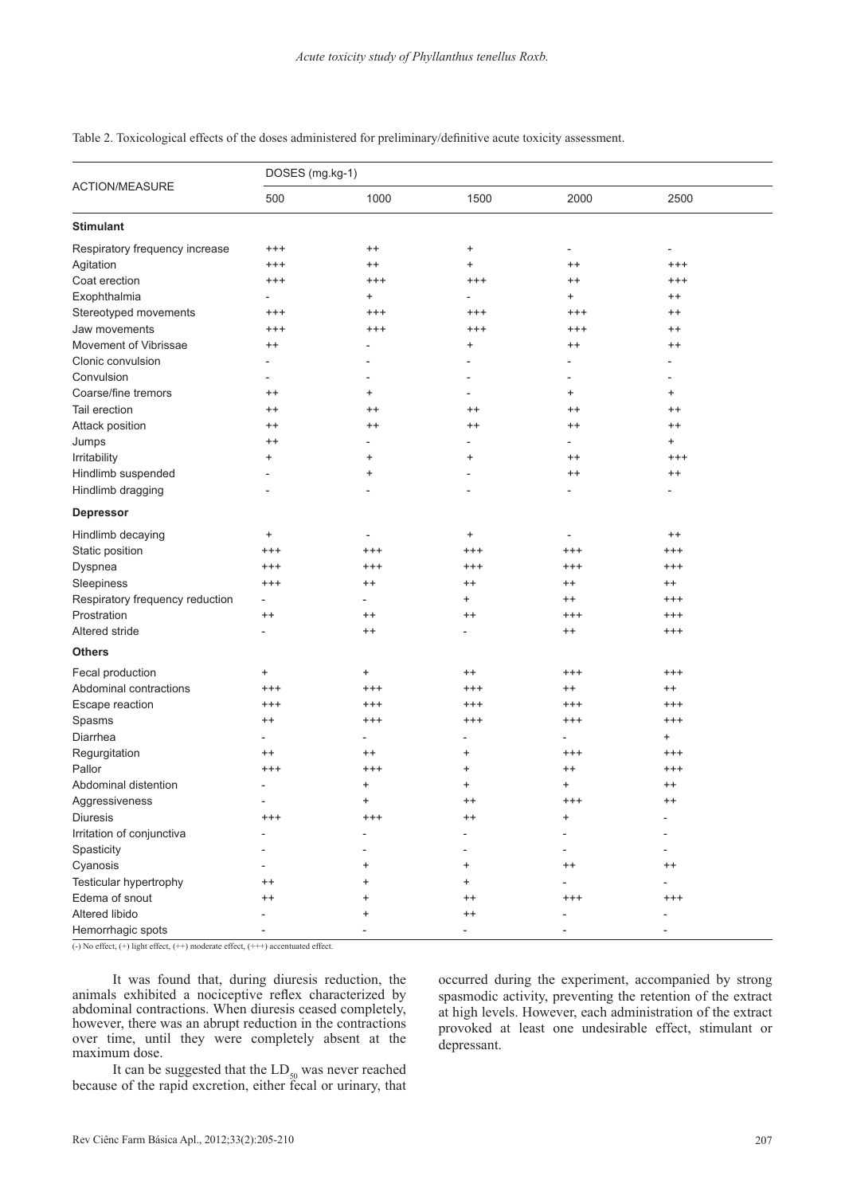Table 2. Toxicological effects of the doses administered for preliminary/definitive acute toxicity assessment.

| ACTION/MEASURE | DOSES (mg.kg-1) | | | | |
|---|---|---|---|---|---|
| | 500 | 1000 | 1500 | 2000 | 2500 |
| **Stimulant** | | | | | |
| Respiratory frequency increase | +++ | ++ | + | - | - |
| Agitation | +++ | ++ | + | ++ | +++ |
| Coat erection | +++ | +++ | +++ | ++ | +++ |
| Exophthalmia | - | + | - | + | ++ |
| Stereotyped movements | +++ | +++ | +++ | +++ | ++ |
| Jaw movements | +++ | +++ | +++ | +++ | ++ |
| Movement of Vibrissae | ++ | - | + | ++ | ++ |
| Clonic convulsion | - | - | - | - | - |
| Convulsion | - | - | - | - | - |
| Coarse/fine tremors | ++ | + | - | + | + |
| Tail erection | ++ | ++ | ++ | ++ | ++ |
| Attack position | ++ | ++ | ++ | ++ | ++ |
| Jumps | ++ | - | - | - | + |
| Irritability | + | + | + | ++ | +++ |
| Hindlimb suspended | - | + | - | ++ | ++ |
| Hindlimb dragging | - | - | - | - | - |
| **Depressor** | | | | | |
| Hindlimb decaying | + | - | + | - | ++ |
| Static position | +++ | +++ | +++ | +++ | +++ |
| Dyspnea | +++ | +++ | +++ | +++ | +++ |
| Sleepiness | +++ | ++ | ++ | ++ | ++ |
| Respiratory frequency reduction | - | - | + | ++ | +++ |
| Prostration | ++ | ++ | ++ | +++ | +++ |
| Altered stride | - | ++ | - | ++ | +++ |
| **Others** | | | | | |
| Fecal production | + | + | ++ | +++ | +++ |
| Abdominal contractions | +++ | +++ | +++ | ++ | ++ |
| Escape reaction | +++ | +++ | +++ | +++ | +++ |
| Spasms | ++ | +++ | +++ | +++ | +++ |
| Diarrhea | - | - | - | - | + |
| Regurgitation | ++ | ++ | + | +++ | +++ |
| Pallor | +++ | +++ | + | ++ | +++ |
| Abdominal distention | - | + | + | + | ++ |
| Aggressiveness | - | + | ++ | +++ | ++ |
| Diuresis | +++ | +++ | ++ | + | - |
| Irritation of conjunctiva | - | - | - | - | - |
| Spasticity | - | - | - | - | - |
| Cyanosis | - | + | + | ++ | ++ |
| Testicular hypertrophy | ++ | + | + | - | - |
| Edema of snout | ++ | + | ++ | +++ | +++ |
| Altered libido | - | + | ++ | - | - |
| Hemorrhagic spots | - | - | - | - | - |

(-) No effect, (+) light effect, (++) moderate effect, (+++) accentuated effect.

It was found that, during diuresis reduction, the animals exhibited a nociceptive reflex characterized by abdominal contractions. When diuresis ceased completely, however, there was an abrupt reduction in the contractions over time, until they were completely absent at the maximum dose.

It can be suggested that the $LD_{50}$ was never reached because of the rapid excretion, either fecal or urinary, that occurred during the experiment, accompanied by strong spasmodic activity, preventing the retention of the extract at high levels. However, each administration of the extract provoked at least one undesirable effect, stimulant or depressant.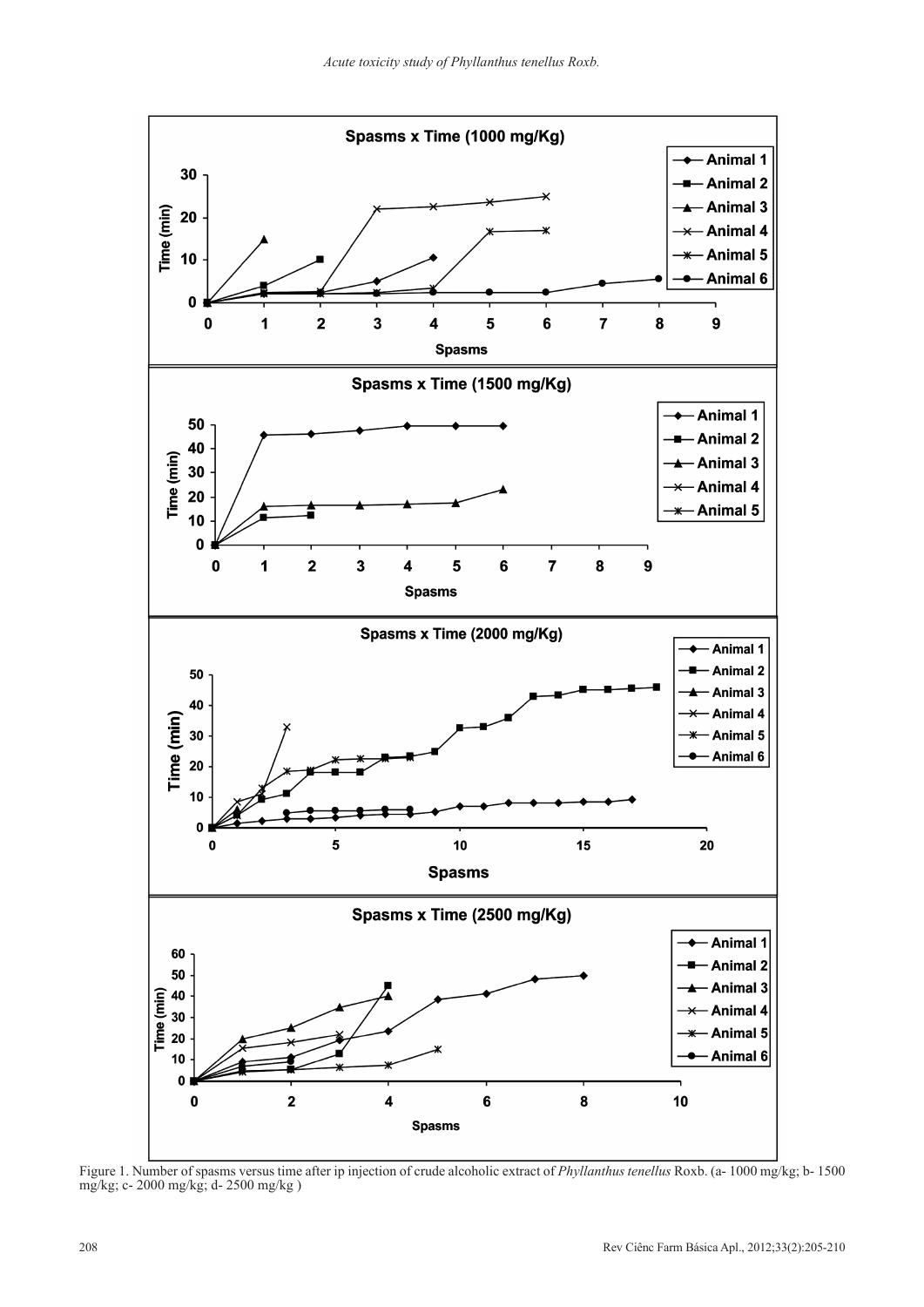Figure 1. Number of spasms versus time after ip injection of crude alcoholic extract of *Phyllanthus tenellus* Roxb. (a- 1000 mg/kg; b- 1500 mg/kg; c- 2000 mg/kg; d- 2500 mg/kg )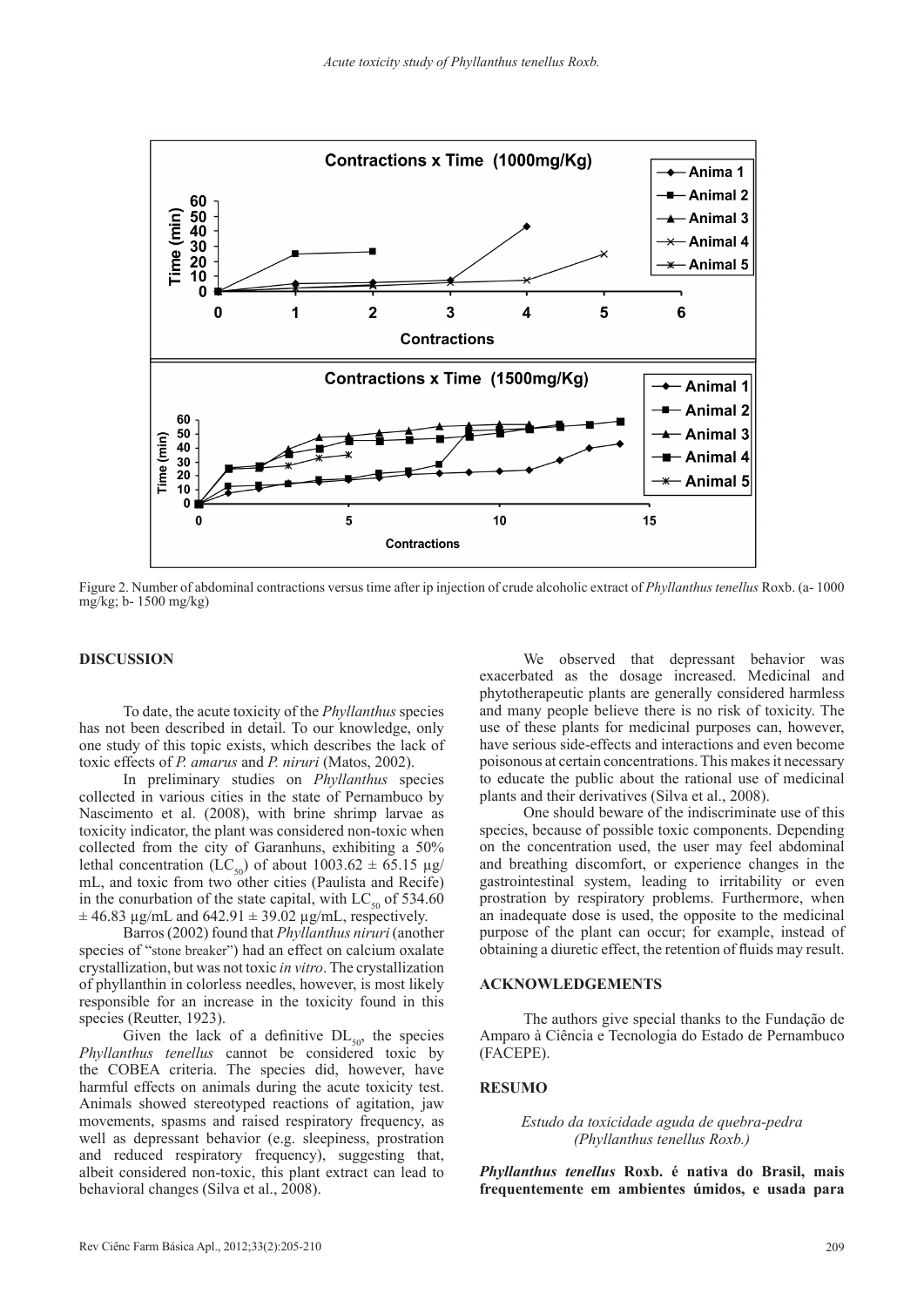Figure 2. Number of abdominal contractions versus time after ip injection of crude alcoholic extract of *Phyllanthus tenellus* Roxb. (a- 1000 mg/kg; b- 1500 mg/kg)

## DISCUSSION

To date, the acute toxicity of the *Phyllanthus* species has not been described in detail. To our knowledge, only one study of this topic exists, which describes the lack of toxic effects of *P. amarus* and *P. niruri* (Matos, 2002).

In preliminary studies on *Phyllanthus* species collected in various cities in the state of Pernambuco by Nascimento et al. (2008), with brine shrimp larvae as toxicity indicator, the plant was considered non-toxic when collected from the city of Garanhuns, exhibiting a 50% lethal concentration ($LC_{50}$) of about 1003.62 ± 65.15 µg/mL, and toxic from two other cities (Paulista and Recife) in the conurbation of the state capital, with $LC_{50}$ of 534.60 ± 46.83 µg/mL and 642.91 ± 39.02 µg/mL, respectively.

Barros (2002) found that *Phyllanthus niruri* (another species of "stone breaker") had an effect on calcium oxalate crystallization, but was not toxic *in vitro*. The crystallization of phyllanthin in colorless needles, however, is most likely responsible for an increase in the toxicity found in this species (Reutter, 1923).

Given the lack of a definitive $DL_{50}$, the species *Phyllanthus tenellus* cannot be considered toxic by the COBEA criteria. The species did, however, have harmful effects on animals during the acute toxicity test. Animals showed stereotyped reactions of agitation, jaw movements, spasms and raised respiratory frequency, as well as depressant behavior (e.g. sleepiness, prostration and reduced respiratory frequency), suggesting that, albeit considered non-toxic, this plant extract can lead to behavioral changes (Silva et al., 2008).

We observed that depressant behavior was exacerbated as the dosage increased. Medicinal and phytotherapeutic plants are generally considered harmless and many people believe there is no risk of toxicity. The use of these plants for medicinal purposes can, however, have serious side-effects and interactions and even become poisonous at certain concentrations. This makes it necessary to educate the public about the rational use of medicinal plants and their derivatives (Silva et al., 2008).

One should beware of the indiscriminate use of this species, because of possible toxic components. Depending on the concentration used, the user may feel abdominal and breathing discomfort, or experience changes in the gastrointestinal system, leading to irritability or even prostration by respiratory problems. Furthermore, when an inadequate dose is used, the opposite to the medicinal purpose of the plant can occur; for example, instead of obtaining a diuretic effect, the retention of fluids may result.

## ACKNOWLEDGEMENTS

The authors give special thanks to the Fundação de Amparo à Ciência e Tecnologia do Estado de Pernambuco (FACEPE).

## RESUMO

*Estudo da toxicidade aguda de quebra-pedra (Phyllanthus tenellus Roxb.)*

***Phyllanthus tenellus*** **Roxb. é nativa do Brasil, mais frequentemente em ambientes úmidos, e usada para**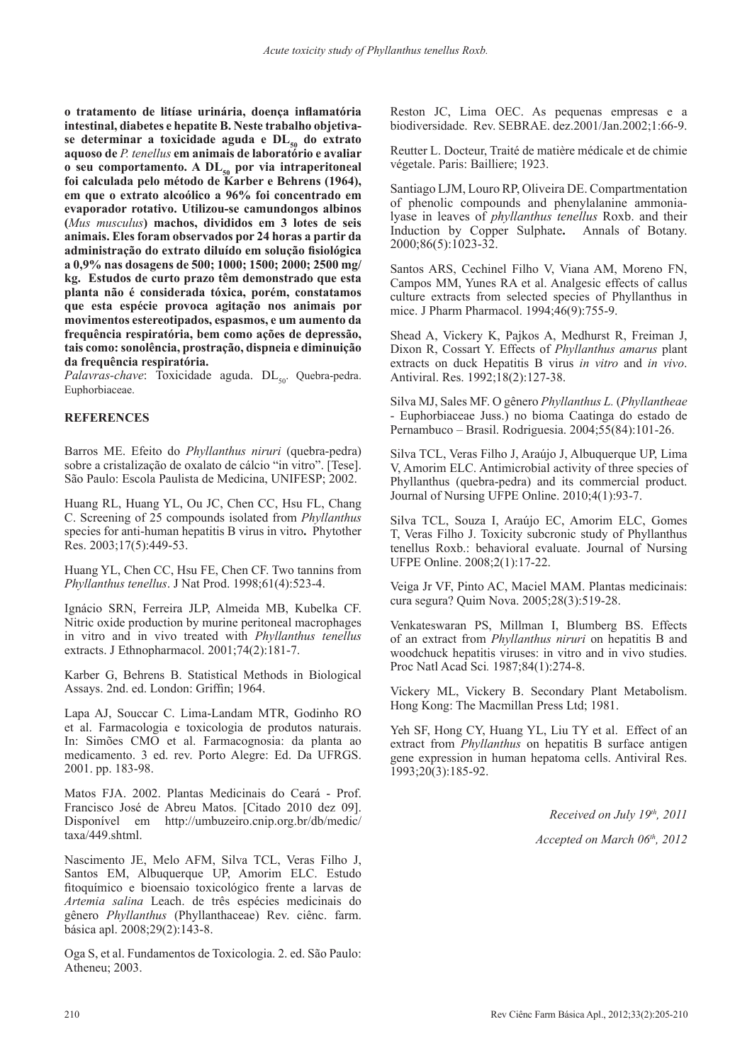**o tratamento de litíase urinária, doença inflamatória intestinal, diabetes e hepatite B. Neste trabalho objetiva-se determinar a toxicidade aguda e $DL_{50}$ do extrato aquoso de *P. tenellus* em animais de laboratório e avaliar o seu comportamento. A $DL_{50}$ por via intraperitoneal foi calculada pelo método de Karber e Behrens (1964), em que o extrato alcoólico a 96% foi concentrado em evaporador rotativo. Utilizou-se camundongos albinos (*Mus musculus*) machos, divididos em 3 lotes de seis animais. Eles foram observados por 24 horas a partir da administração do extrato diluído em solução fisiológica a 0,9% nas dosagens de 500; 1000; 1500; 2000; 2500 mg/kg. Estudos de curto prazo têm demonstrado que esta planta não é considerada tóxica, porém, constatamos que esta espécie provoca agitação nos animais por movimentos estereotipados, espasmos, e um aumento da frequência respiratória, bem como ações de depressão, tais como: sonolência, prostração, dispneia e diminuição da frequência respiratória.**

*Palavras-chave*: Toxicidade aguda. $DL_{50}$. Quebra-pedra. Euphorbiaceae.

## REFERENCES

Barros ME. Efeito do *Phyllanthus niruri* (quebra-pedra) sobre a cristalização de oxalato de cálcio "in vitro". [Tese]. São Paulo: Escola Paulista de Medicina, UNIFESP; 2002.

Huang RL, Huang YL, Ou JC, Chen CC, Hsu FL, Chang C. Screening of 25 compounds isolated from *Phyllanthus* species for anti-human hepatitis B virus in vitro**.** Phytother Res. 2003;17(5):449-53.

Huang YL, Chen CC, Hsu FE, Chen CF. Two tannins from *Phyllanthus tenellus*. J Nat Prod. 1998;61(4):523-4.

Ignácio SRN, Ferreira JLP, Almeida MB, Kubelka CF. Nitric oxide production by murine peritoneal macrophages in vitro and in vivo treated with *Phyllanthus tenellus* extracts. J Ethnopharmacol. 2001;74(2):181-7.

Karber G, Behrens B. Statistical Methods in Biological Assays. 2nd. ed. London: Griffin; 1964.

Lapa AJ, Souccar C. Lima-Landam MTR, Godinho RO et al. Farmacologia e toxicologia de produtos naturais. In: Simões CMO et al. Farmacognosia: da planta ao medicamento. 3 ed. rev. Porto Alegre: Ed. Da UFRGS. 2001. pp. 183-98.

Matos FJA. 2002. Plantas Medicinais do Ceará - Prof. Francisco José de Abreu Matos. [Citado 2010 dez 09]. Disponível em http://umbuzeiro.cnip.org.br/db/medic/taxa/449.shtml.

Nascimento JE, Melo AFM, Silva TCL, Veras Filho J, Santos EM, Albuquerque UP, Amorim ELC. Estudo fitoquímico e bioensaio toxicológico frente a larvas de *Artemia salina* Leach. de três espécies medicinais do gênero *Phyllanthus* (Phyllanthaceae) Rev. ciênc. farm. básica apl. 2008;29(2):143-8.

Oga S, et al. Fundamentos de Toxicologia. 2. ed. São Paulo: Atheneu; 2003.

Reston JC, Lima OEC. As pequenas empresas e a biodiversidade. Rev. SEBRAE. dez.2001/Jan.2002;1:66-9.

Reutter L. Docteur, Traité de matière médicale et de chimie végetale. Paris: Bailliere; 1923.

Santiago LJM, Louro RP, Oliveira DE. Compartmentation of phenolic compounds and phenylalanine ammonia-lyase in leaves of *phyllanthus tenellus* Roxb. and their Induction by Copper Sulphate**.** Annals of Botany. 2000;86(5):1023-32.

Santos ARS, Cechinel Filho V, Viana AM, Moreno FN, Campos MM, Yunes RA et al. Analgesic effects of callus culture extracts from selected species of Phyllanthus in mice. J Pharm Pharmacol. 1994;46(9):755-9.

Shead A, Vickery K, Pajkos A, Medhurst R, Freiman J, Dixon R, Cossart Y. Effects of *Phyllanthus amarus* plant extracts on duck Hepatitis B virus *in vitro* and *in vivo*. Antiviral. Res. 1992;18(2):127-38.

Silva MJ, Sales MF. O gênero *Phyllanthus L.* (*Phyllantheae* - Euphorbiaceae Juss.) no bioma Caatinga do estado de Pernambuco – Brasil. Rodriguesia. 2004;55(84):101-26.

Silva TCL, Veras Filho J, Araújo J, Albuquerque UP, Lima V, Amorim ELC. Antimicrobial activity of three species of Phyllanthus (quebra-pedra) and its commercial product. Journal of Nursing UFPE Online. 2010;4(1):93-7.

Silva TCL, Souza I, Araújo EC, Amorim ELC, Gomes T, Veras Filho J. Toxicity subcronic study of Phyllanthus tenellus Roxb.: behavioral evaluate. Journal of Nursing UFPE Online. 2008;2(1):17-22.

Veiga Jr VF, Pinto AC, Maciel MAM. Plantas medicinais: cura segura? Quim Nova. 2005;28(3):519-28.

Venkateswaran PS, Millman I, Blumberg BS. Effects of an extract from *Phyllanthus niruri* on hepatitis B and woodchuck hepatitis viruses: in vitro and in vivo studies. Proc Natl Acad Sci. 1987;84(1):274-8.

Vickery ML, Vickery B. Secondary Plant Metabolism. Hong Kong: The Macmillan Press Ltd; 1981.

Yeh SF, Hong CY, Huang YL, Liu TY et al. Effect of an extract from *Phyllanthus* on hepatitis B surface antigen gene expression in human hepatoma cells. Antiviral Res. 1993;20(3):185-92.

*Received on July 19th, 2011*

*Accepted on March 06th, 2012*